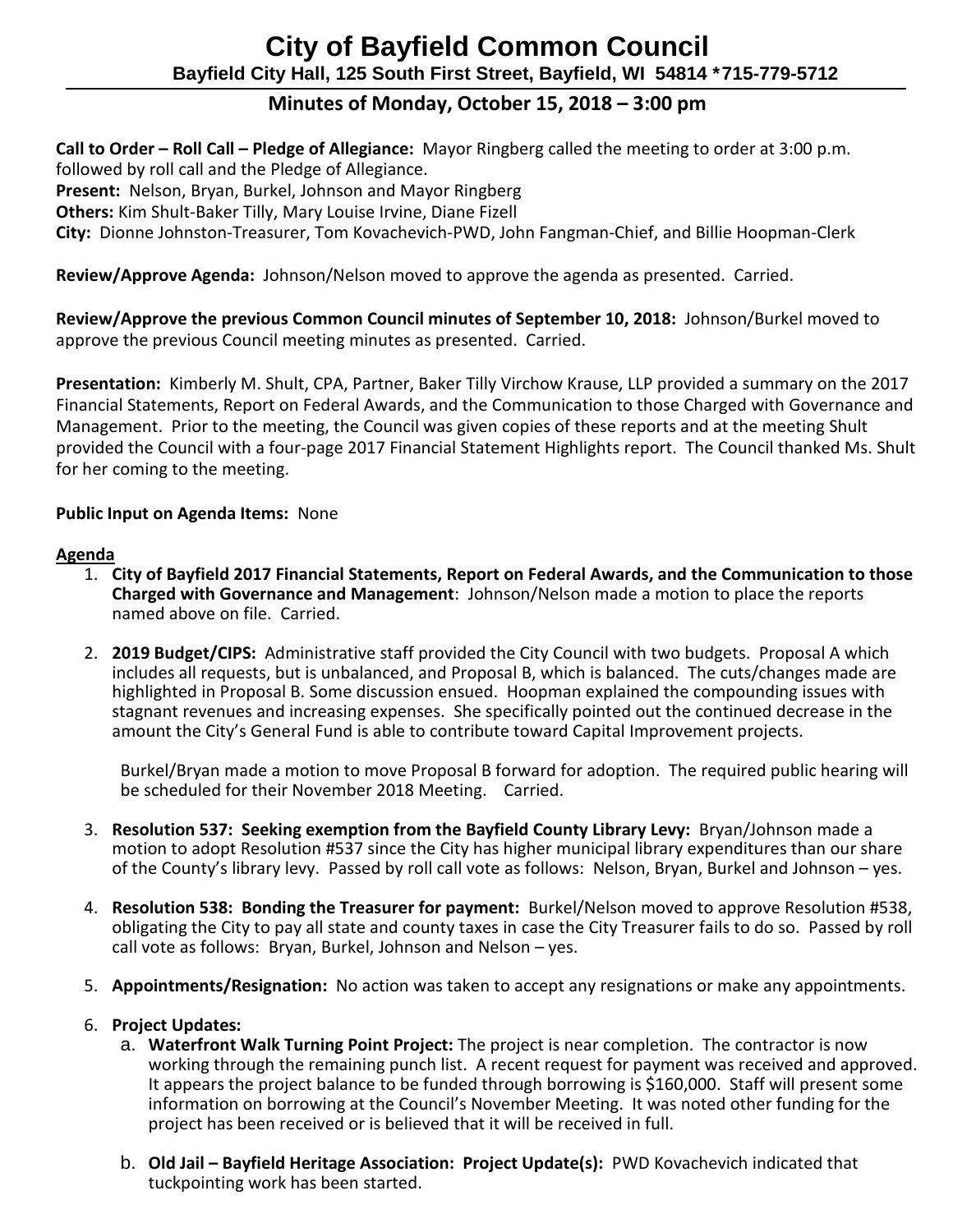# City of Bayfield Common Council

**Bayfield City Hall, 125 South First Street, Bayfield, WI 54814 *715-779-5712**

## Minutes of Monday, October 15, 2018 – 3:00 pm

**Call to Order – Roll Call – Pledge of Allegiance:** Mayor Ringberg called the meeting to order at 3:00 p.m. followed by roll call and the Pledge of Allegiance.
**Present:** Nelson, Bryan, Burkel, Johnson and Mayor Ringberg
**Others:** Kim Shult-Baker Tilly, Mary Louise Irvine, Diane Fizell
**City:** Dionne Johnston-Treasurer, Tom Kovachevich-PWD, John Fangman-Chief, and Billie Hoopman-Clerk

**Review/Approve Agenda:** Johnson/Nelson moved to approve the agenda as presented. Carried.

**Review/Approve the previous Common Council minutes of September 10, 2018:** Johnson/Burkel moved to approve the previous Council meeting minutes as presented. Carried.

**Presentation:** Kimberly M. Shult, CPA, Partner, Baker Tilly Virchow Krause, LLP provided a summary on the 2017 Financial Statements, Report on Federal Awards, and the Communication to those Charged with Governance and Management. Prior to the meeting, the Council was given copies of these reports and at the meeting Shult provided the Council with a four-page 2017 Financial Statement Highlights report. The Council thanked Ms. Shult for her coming to the meeting.

**Public Input on Agenda Items:** None

**Agenda**

1. **City of Bayfield 2017 Financial Statements, Report on Federal Awards, and the Communication to those Charged with Governance and Management**: Johnson/Nelson made a motion to place the reports named above on file. Carried.

2. **2019 Budget/CIPS:** Administrative staff provided the City Council with two budgets. Proposal A which includes all requests, but is unbalanced, and Proposal B, which is balanced. The cuts/changes made are highlighted in Proposal B. Some discussion ensued. Hoopman explained the compounding issues with stagnant revenues and increasing expenses. She specifically pointed out the continued decrease in the amount the City's General Fund is able to contribute toward Capital Improvement projects.

   Burkel/Bryan made a motion to move Proposal B forward for adoption. The required public hearing will be scheduled for their November 2018 Meeting. Carried.

3. **Resolution 537: Seeking exemption from the Bayfield County Library Levy:** Bryan/Johnson made a motion to adopt Resolution #537 since the City has higher municipal library expenditures than our share of the County's library levy. Passed by roll call vote as follows: Nelson, Bryan, Burkel and Johnson – yes.

4. **Resolution 538: Bonding the Treasurer for payment:** Burkel/Nelson moved to approve Resolution #538, obligating the City to pay all state and county taxes in case the City Treasurer fails to do so. Passed by roll call vote as follows: Bryan, Burkel, Johnson and Nelson – yes.

5. **Appointments/Resignation:** No action was taken to accept any resignations or make any appointments.

6. **Project Updates:**
   a. **Waterfront Walk Turning Point Project:** The project is near completion. The contractor is now working through the remaining punch list. A recent request for payment was received and approved. It appears the project balance to be funded through borrowing is $160,000. Staff will present some information on borrowing at the Council's November Meeting. It was noted other funding for the project has been received or is believed that it will be received in full.

   b. **Old Jail – Bayfield Heritage Association: Project Update(s):** PWD Kovachevich indicated that tuckpointing work has been started.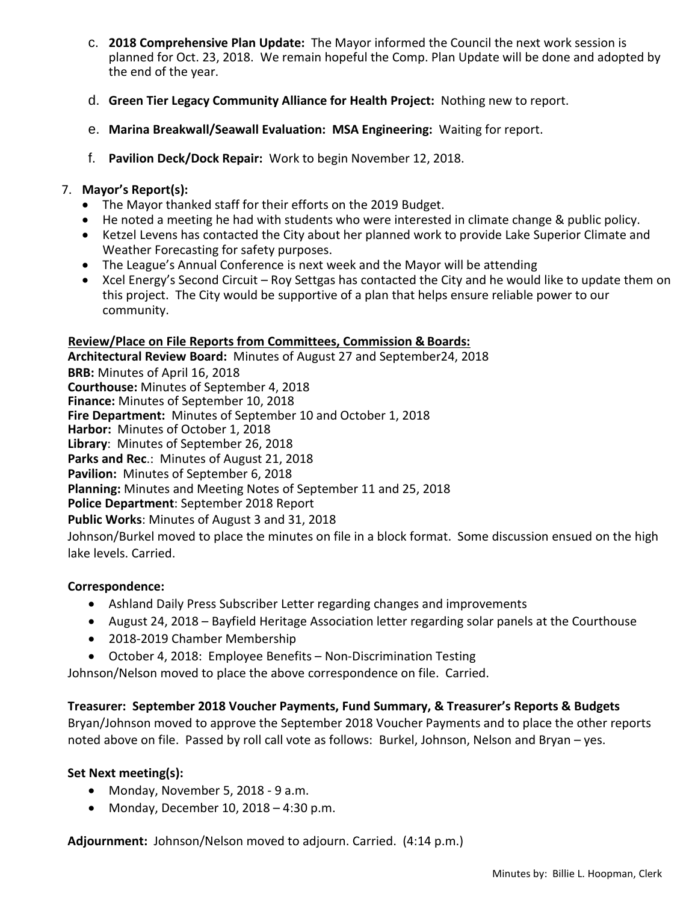c. **2018 Comprehensive Plan Update:** The Mayor informed the Council the next work session is planned for Oct. 23, 2018. We remain hopeful the Comp. Plan Update will be done and adopted by the end of the year.

d. **Green Tier Legacy Community Alliance for Health Project:** Nothing new to report.

e. **Marina Breakwall/Seawall Evaluation: MSA Engineering:** Waiting for report.

f. **Pavilion Deck/Dock Repair:** Work to begin November 12, 2018.

7. **Mayor's Report(s):**
   - The Mayor thanked staff for their efforts on the 2019 Budget.
   - He noted a meeting he had with students who were interested in climate change & public policy.
   - Ketzel Levens has contacted the City about her planned work to provide Lake Superior Climate and Weather Forecasting for safety purposes.
   - The League's Annual Conference is next week and the Mayor will be attending
   - Xcel Energy's Second Circuit – Roy Settgas has contacted the City and he would like to update them on this project. The City would be supportive of a plan that helps ensure reliable power to our community.

**Review/Place on File Reports from Committees, Commission & Boards:**

**Architectural Review Board:** Minutes of August 27 and September24, 2018
**BRB:** Minutes of April 16, 2018
**Courthouse:** Minutes of September 4, 2018
**Finance:** Minutes of September 10, 2018
**Fire Department:** Minutes of September 10 and October 1, 2018
**Harbor:** Minutes of October 1, 2018
**Library**: Minutes of September 26, 2018
**Parks and Rec.**: Minutes of August 21, 2018
**Pavilion:** Minutes of September 6, 2018
**Planning:** Minutes and Meeting Notes of September 11 and 25, 2018
**Police Department**: September 2018 Report
**Public Works**: Minutes of August 3 and 31, 2018

Johnson/Burkel moved to place the minutes on file in a block format. Some discussion ensued on the high lake levels. Carried.

**Correspondence:**

- Ashland Daily Press Subscriber Letter regarding changes and improvements
- August 24, 2018 – Bayfield Heritage Association letter regarding solar panels at the Courthouse
- 2018-2019 Chamber Membership
- October 4, 2018: Employee Benefits – Non-Discrimination Testing

Johnson/Nelson moved to place the above correspondence on file. Carried.

**Treasurer: September 2018 Voucher Payments, Fund Summary, & Treasurer's Reports & Budgets**

Bryan/Johnson moved to approve the September 2018 Voucher Payments and to place the other reports noted above on file. Passed by roll call vote as follows: Burkel, Johnson, Nelson and Bryan – yes.

**Set Next meeting(s):**

- Monday, November 5, 2018 - 9 a.m.
- Monday, December 10, 2018 – 4:30 p.m.

**Adjournment:** Johnson/Nelson moved to adjourn. Carried. (4:14 p.m.)

Minutes by: Billie L. Hoopman, Clerk